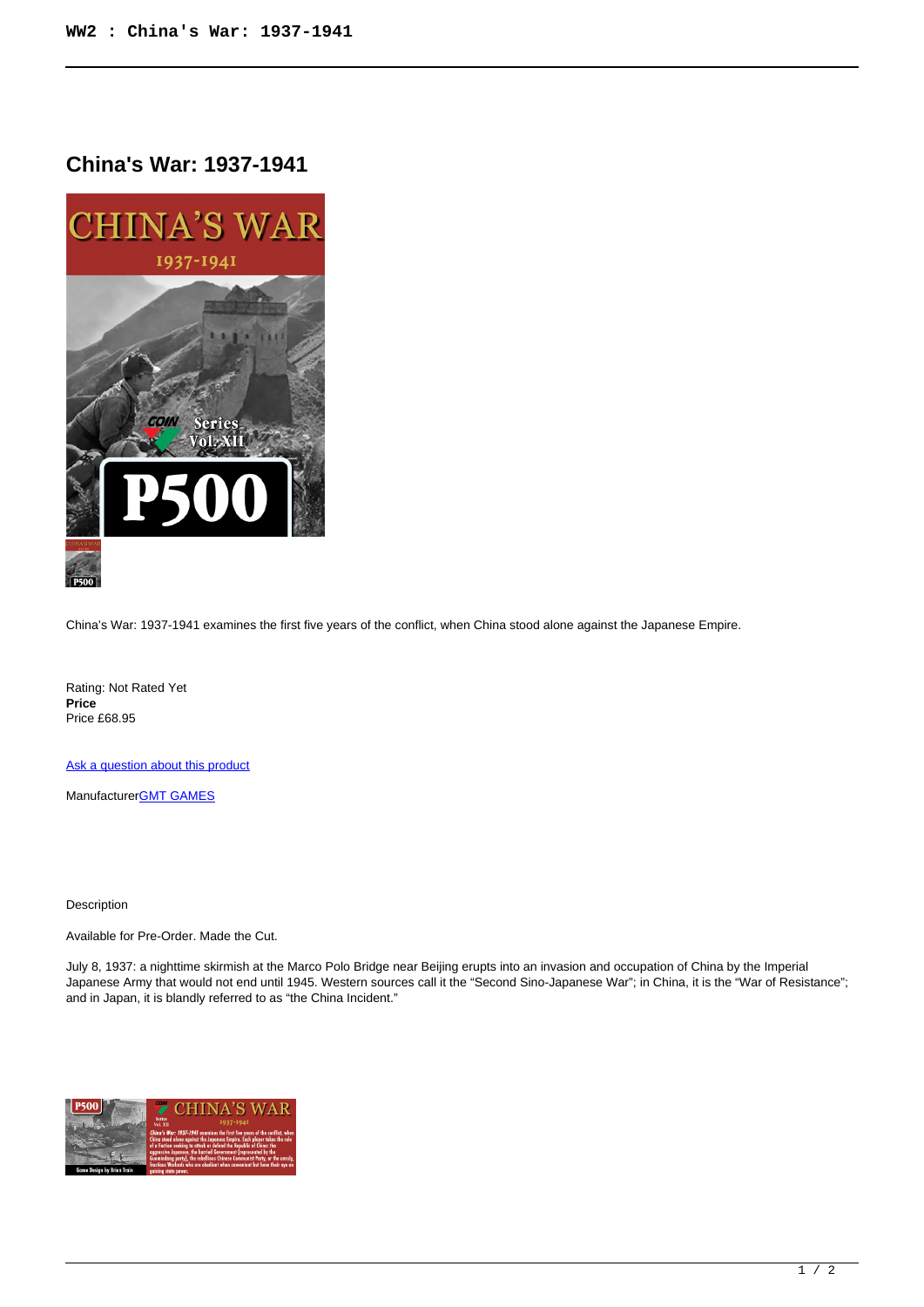# China's War: 1937-1941

China's War: 1937-1941 examines the first five years of the conflict, when China stood alone against the Japanese Empire.

Rating: Not Rated Yet
**Price**
Price £68.95

Ask a question about this product

ManufacturerGMT GAMES

Description

Available for Pre-Order. Made the Cut.

July 8, 1937: a nighttime skirmish at the Marco Polo Bridge near Beijing erupts into an invasion and occupation of China by the Imperial Japanese Army that would not end until 1945. Western sources call it the "Second Sino-Japanese War"; in China, it is the "War of Resistance"; and in Japan, it is blandly referred to as "the China Incident."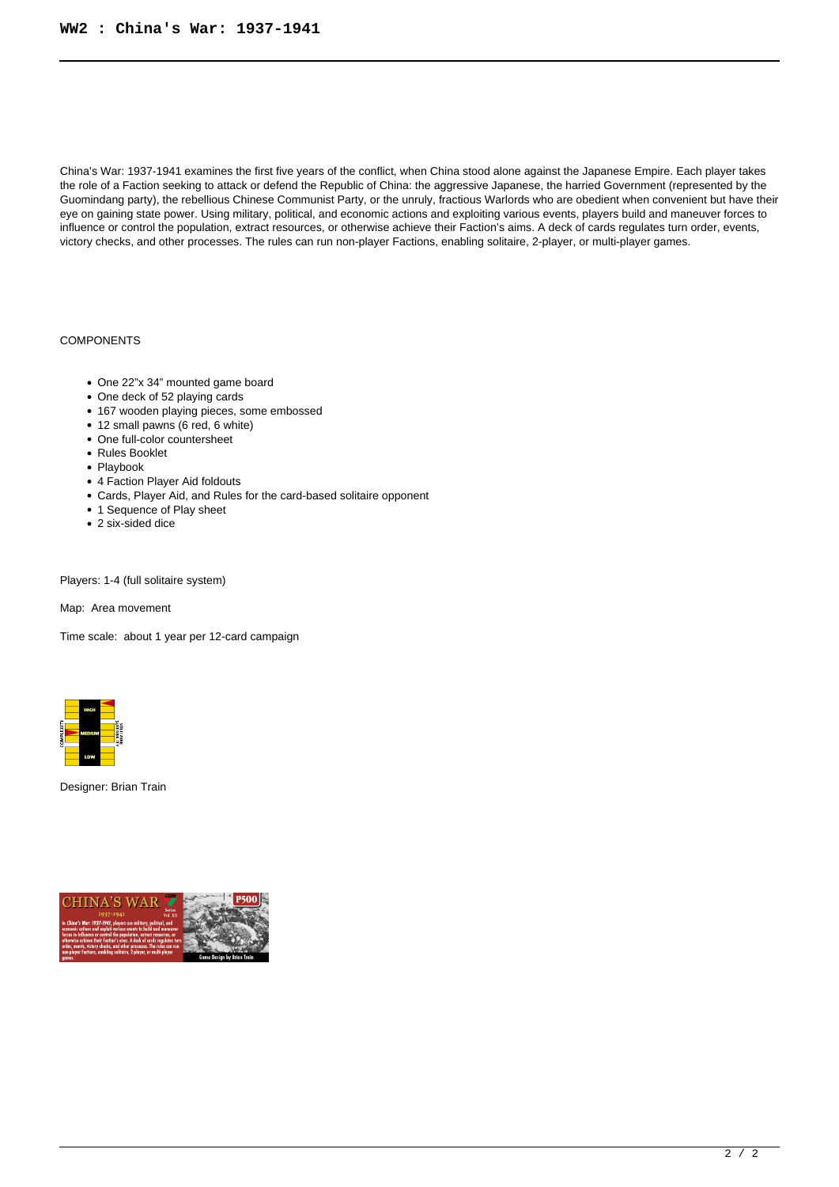# WW2 : China's War: 1937-1941

China's War: 1937-1941 examines the first five years of the conflict, when China stood alone against the Japanese Empire. Each player takes the role of a Faction seeking to attack or defend the Republic of China: the aggressive Japanese, the harried Government (represented by the Guomindang party), the rebellious Chinese Communist Party, or the unruly, fractious Warlords who are obedient when convenient but have their eye on gaining state power. Using military, political, and economic actions and exploiting various events, players build and maneuver forces to influence or control the population, extract resources, or otherwise achieve their Faction's aims. A deck of cards regulates turn order, events, victory checks, and other processes. The rules can run non-player Factions, enabling solitaire, 2-player, or multi-player games.

COMPONENTS

- One 22"x 34" mounted game board
- One deck of 52 playing cards
- 167 wooden playing pieces, some embossed
- 12 small pawns (6 red, 6 white)
- One full-color countersheet
- Rules Booklet
- Playbook
- 4 Faction Player Aid foldouts
- Cards, Player Aid, and Rules for the card-based solitaire opponent
- 1 Sequence of Play sheet
- 2 six-sided dice

Players: 1-4 (full solitaire system)

Map: Area movement

Time scale: about 1 year per 12-card campaign

Designer: Brian Train